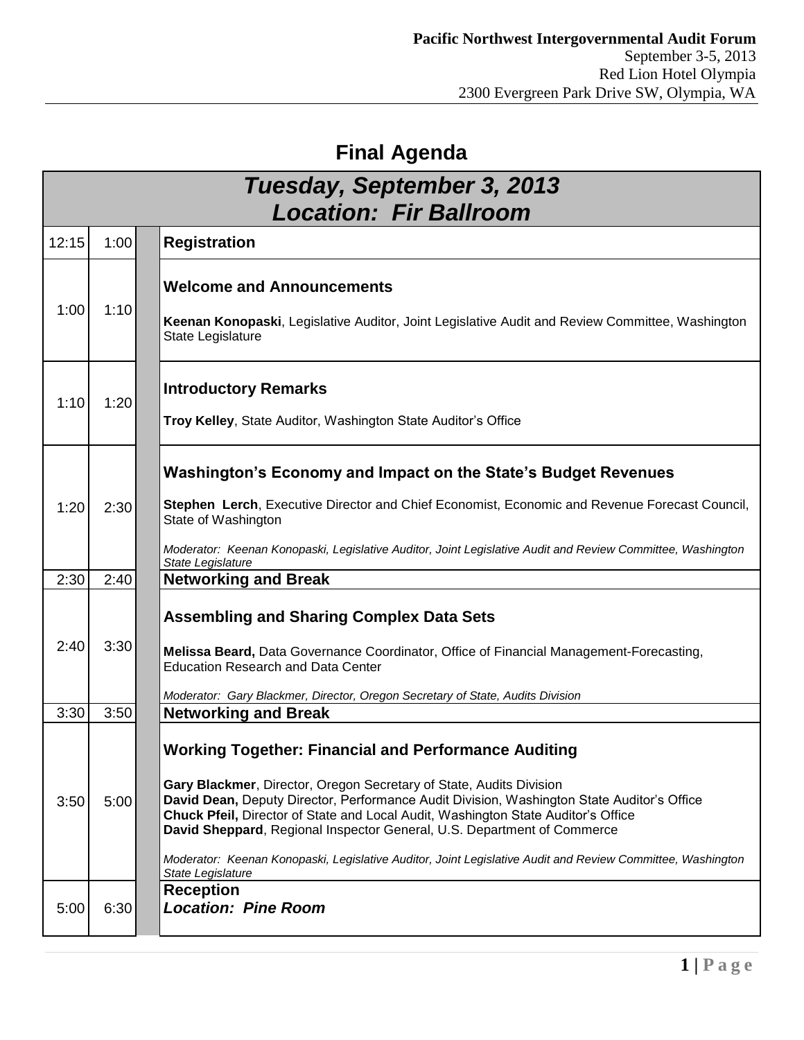**Pacific Northwest Intergovernmental Audit Forum**
September 3-5, 2013
Red Lion Hotel Olympia
2300 Evergreen Park Drive SW, Olympia, WA

# Final Agenda

## *Tuesday, September 3, 2013*
## *Location: Fir Ballroom*

| Start | End | Session |
|---|---|---|
| 12:15 | 1:00 | **Registration** |
| 1:00 | 1:10 | **Welcome and Announcements**<br><br>**Keenan Konopaski**, Legislative Auditor, Joint Legislative Audit and Review Committee, Washington State Legislature |
| 1:10 | 1:20 | **Introductory Remarks**<br><br>**Troy Kelley**, State Auditor, Washington State Auditor's Office |
| 1:20 | 2:30 | **Washington's Economy and Impact on the State's Budget Revenues**<br><br>**Stephen Lerch**, Executive Director and Chief Economist, Economic and Revenue Forecast Council, State of Washington<br><br>*Moderator: Keenan Konopaski, Legislative Auditor, Joint Legislative Audit and Review Committee, Washington State Legislature* |
| 2:30 | 2:40 | **Networking and Break** |
| 2:40 | 3:30 | **Assembling and Sharing Complex Data Sets**<br><br>**Melissa Beard,** Data Governance Coordinator, Office of Financial Management-Forecasting, Education Research and Data Center<br><br>*Moderator: Gary Blackmer, Director, Oregon Secretary of State, Audits Division* |
| 3:30 | 3:50 | **Networking and Break** |
| 3:50 | 5:00 | **Working Together: Financial and Performance Auditing**<br><br>**Gary Blackmer**, Director, Oregon Secretary of State, Audits Division<br>**David Dean,** Deputy Director, Performance Audit Division, Washington State Auditor's Office<br>**Chuck Pfeil,** Director of State and Local Audit, Washington State Auditor's Office<br>**David Sheppard**, Regional Inspector General, U.S. Department of Commerce<br><br>*Moderator: Keenan Konopaski, Legislative Auditor, Joint Legislative Audit and Review Committee, Washington State Legislature* |
| 5:00 | 6:30 | **Reception**<br>***Location: Pine Room*** |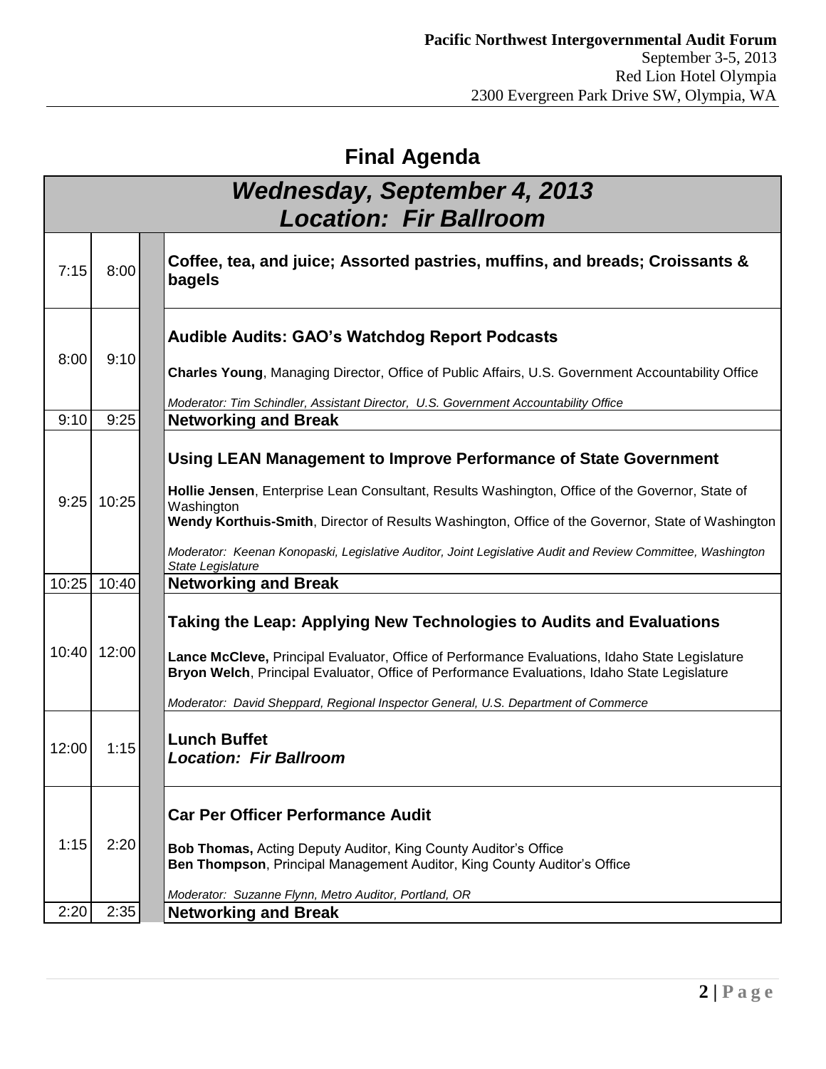**Pacific Northwest Intergovernmental Audit Forum**
September 3-5, 2013
Red Lion Hotel Olympia
2300 Evergreen Park Drive SW, Olympia, WA

# Final Agenda

## *Wednesday, September 4, 2013*
## *Location: Fir Ballroom*

| Start | End | Session |
|---|---|---|
| 7:15 | 8:00 | **Coffee, tea, and juice; Assorted pastries, muffins, and breads; Croissants & bagels** |
| 8:00 | 9:10 | **Audible Audits: GAO's Watchdog Report Podcasts**<br><br>**Charles Young**, Managing Director, Office of Public Affairs, U.S. Government Accountability Office<br><br>*Moderator: Tim Schindler, Assistant Director, U.S. Government Accountability Office* |
| 9:10 | 9:25 | **Networking and Break** |
| 9:25 | 10:25 | **Using LEAN Management to Improve Performance of State Government**<br><br>**Hollie Jensen**, Enterprise Lean Consultant, Results Washington, Office of the Governor, State of Washington<br>**Wendy Korthuis-Smith**, Director of Results Washington, Office of the Governor, State of Washington<br><br>*Moderator: Keenan Konopaski, Legislative Auditor, Joint Legislative Audit and Review Committee, Washington State Legislature* |
| 10:25 | 10:40 | **Networking and Break** |
| 10:40 | 12:00 | **Taking the Leap: Applying New Technologies to Audits and Evaluations**<br><br>**Lance McCleve,** Principal Evaluator, Office of Performance Evaluations, Idaho State Legislature<br>**Bryon Welch**, Principal Evaluator, Office of Performance Evaluations, Idaho State Legislature<br><br>*Moderator: David Sheppard, Regional Inspector General, U.S. Department of Commerce* |
| 12:00 | 1:15 | **Lunch Buffet**<br>***Location: Fir Ballroom*** |
| 1:15 | 2:20 | **Car Per Officer Performance Audit**<br><br>**Bob Thomas,** Acting Deputy Auditor, King County Auditor's Office<br>**Ben Thompson**, Principal Management Auditor, King County Auditor's Office<br><br>*Moderator: Suzanne Flynn, Metro Auditor, Portland, OR* |
| 2:20 | 2:35 | **Networking and Break** |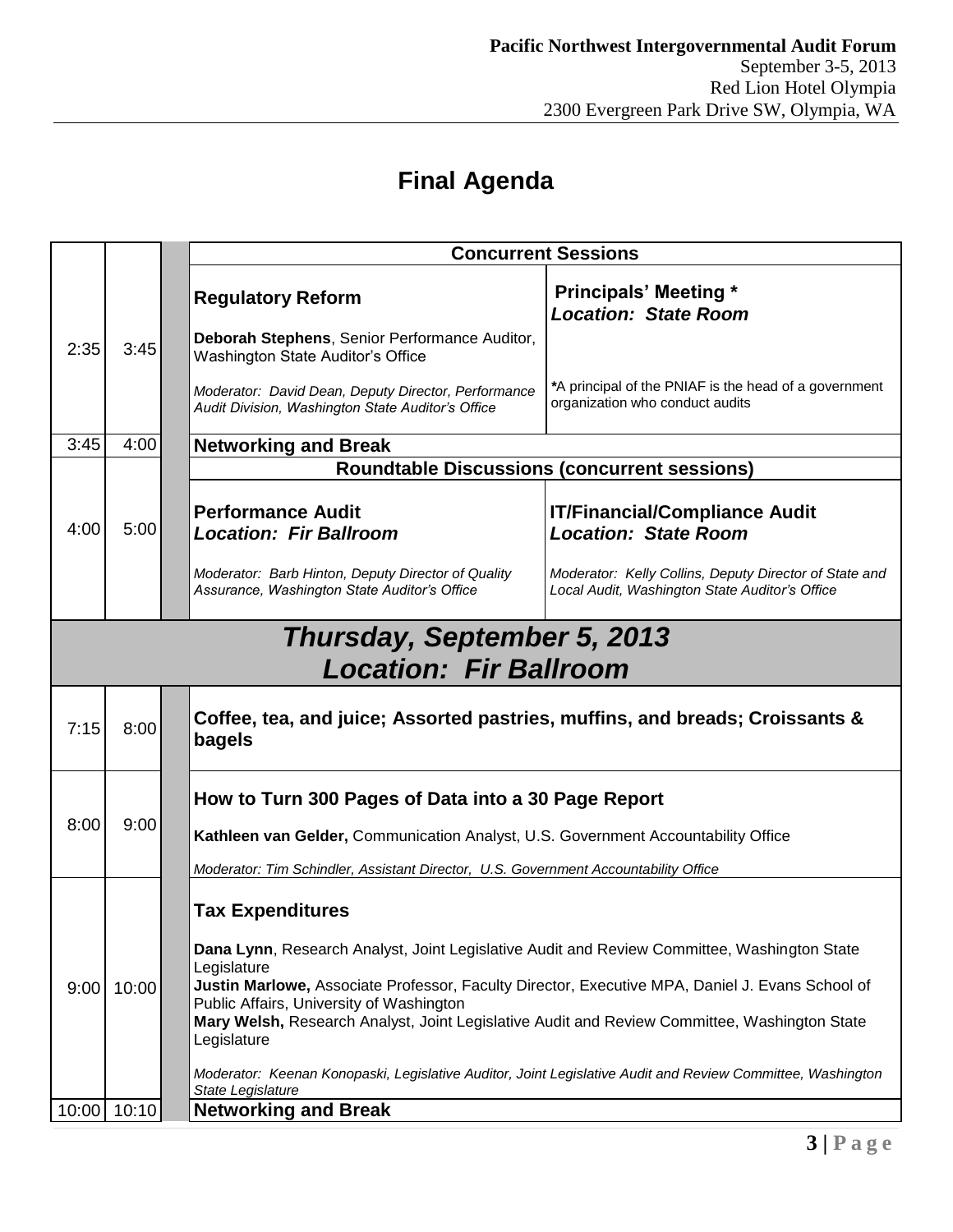# Final Agenda

| Start | End | Session | |
|---|---|---|---|
| | | **Concurrent Sessions** | |
| 2:35 | 3:45 | **Regulatory Reform**<br><br>**Deborah Stephens**, Senior Performance Auditor, Washington State Auditor's Office<br><br>*Moderator: David Dean, Deputy Director, Performance Audit Division, Washington State Auditor's Office* | **Principals' Meeting ***<br>***Location: State Room***<br><br>***A principal of the PNIAF is the head of a government organization who conduct audits** |
| 3:45 | 4:00 | **Networking and Break** | |
| | | **Roundtable Discussions (concurrent sessions)** | |
| 4:00 | 5:00 | **Performance Audit**<br>***Location: Fir Ballroom***<br><br>*Moderator: Barb Hinton, Deputy Director of Quality Assurance, Washington State Auditor's Office* | **IT/Financial/Compliance Audit**<br>***Location: State Room***<br><br>*Moderator: Kelly Collins, Deputy Director of State and Local Audit, Washington State Auditor's Office* |

## *Thursday, September 5, 2013*
## *Location: Fir Ballroom*

| Start | End | Session |
|---|---|---|
| 7:15 | 8:00 | **Coffee, tea, and juice; Assorted pastries, muffins, and breads; Croissants & bagels** |
| 8:00 | 9:00 | **How to Turn 300 Pages of Data into a 30 Page Report**<br><br>**Kathleen van Gelder,** Communication Analyst, U.S. Government Accountability Office<br><br>*Moderator: Tim Schindler, Assistant Director, U.S. Government Accountability Office* |
| 9:00 | 10:00 | **Tax Expenditures**<br><br>**Dana Lynn**, Research Analyst, Joint Legislative Audit and Review Committee, Washington State Legislature<br>**Justin Marlowe,** Associate Professor, Faculty Director, Executive MPA, Daniel J. Evans School of Public Affairs, University of Washington<br>**Mary Welsh,** Research Analyst, Joint Legislative Audit and Review Committee, Washington State Legislature<br><br>*Moderator: Keenan Konopaski, Legislative Auditor, Joint Legislative Audit and Review Committee, Washington State Legislature* |
| 10:00 | 10:10 | **Networking and Break** |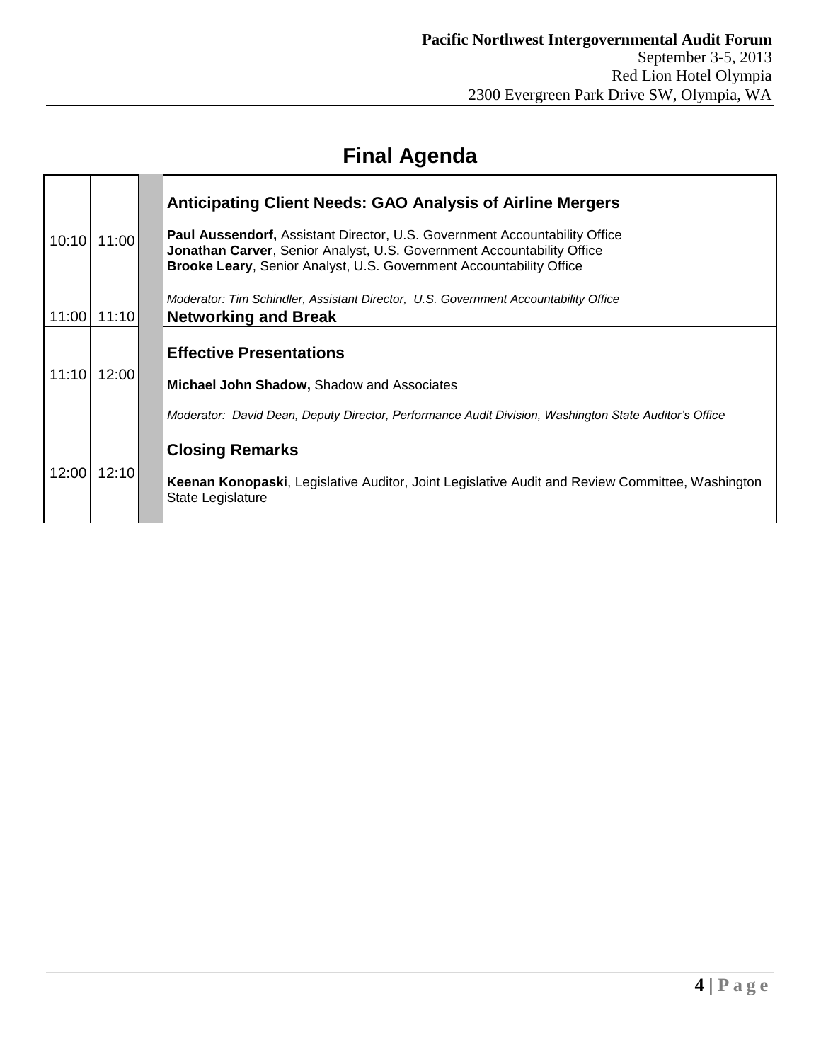# Final Agenda

| | | | |
|---|---|---|---|
| 10:10 | 11:00 | | **Anticipating Client Needs: GAO Analysis of Airline Mergers**<br><br>**Paul Aussendorf,** Assistant Director, U.S. Government Accountability Office<br>**Jonathan Carver**, Senior Analyst, U.S. Government Accountability Office<br>**Brooke Leary**, Senior Analyst, U.S. Government Accountability Office<br><br>*Moderator: Tim Schindler, Assistant Director, U.S. Government Accountability Office* |
| 11:00 | 11:10 | | **Networking and Break** |
| 11:10 | 12:00 | | **Effective Presentations**<br><br>**Michael John Shadow,** Shadow and Associates<br><br>*Moderator: David Dean, Deputy Director, Performance Audit Division, Washington State Auditor's Office* |
| 12:00 | 12:10 | | **Closing Remarks**<br><br>**Keenan Konopaski**, Legislative Auditor, Joint Legislative Audit and Review Committee, Washington State Legislature |